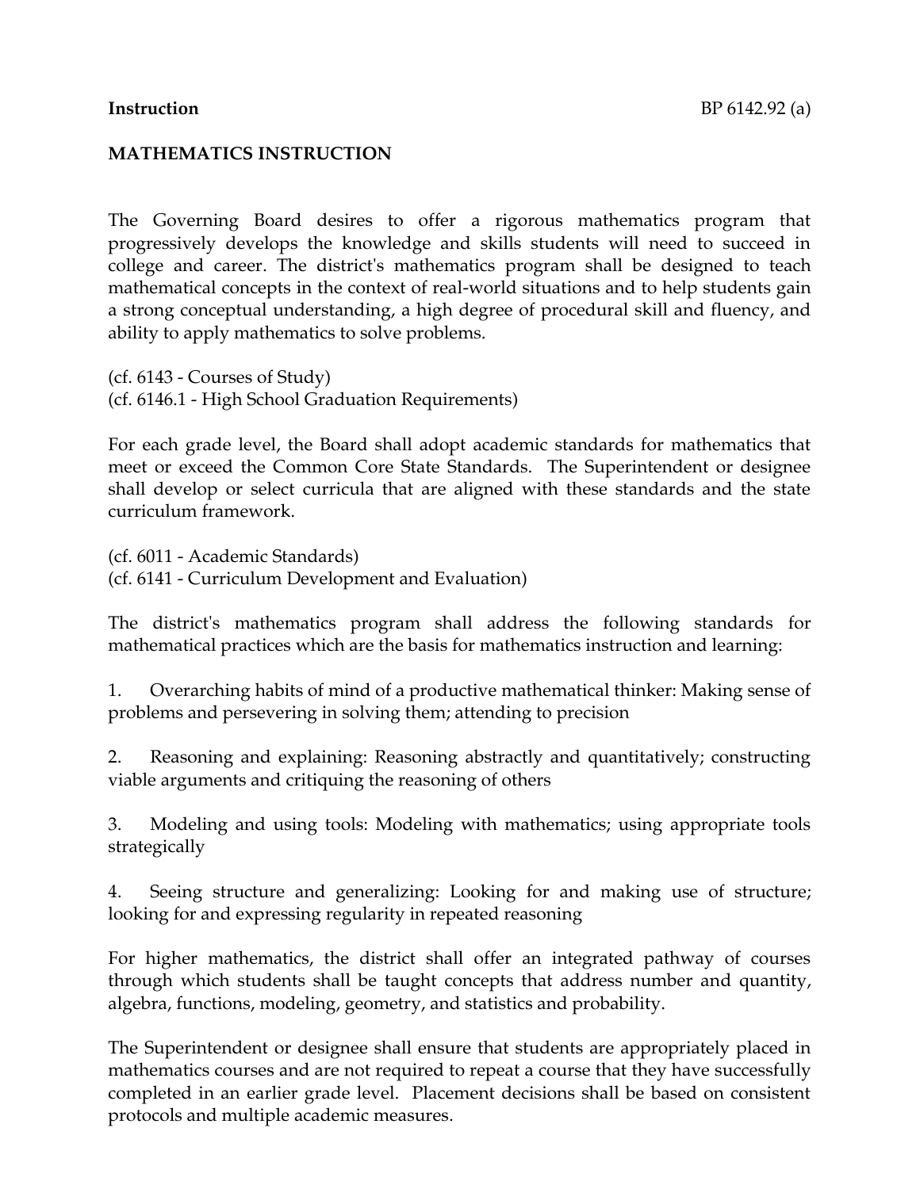**Instruction** BP 6142.92 (a)

**MATHEMATICS INSTRUCTION**

The Governing Board desires to offer a rigorous mathematics program that progressively develops the knowledge and skills students will need to succeed in college and career. The district's mathematics program shall be designed to teach mathematical concepts in the context of real-world situations and to help students gain a strong conceptual understanding, a high degree of procedural skill and fluency, and ability to apply mathematics to solve problems.

(cf. 6143 - Courses of Study)
(cf. 6146.1 - High School Graduation Requirements)

For each grade level, the Board shall adopt academic standards for mathematics that meet or exceed the Common Core State Standards. The Superintendent or designee shall develop or select curricula that are aligned with these standards and the state curriculum framework.

(cf. 6011 - Academic Standards)
(cf. 6141 - Curriculum Development and Evaluation)

The district's mathematics program shall address the following standards for mathematical practices which are the basis for mathematics instruction and learning:

1. Overarching habits of mind of a productive mathematical thinker: Making sense of problems and persevering in solving them; attending to precision

2. Reasoning and explaining: Reasoning abstractly and quantitatively; constructing viable arguments and critiquing the reasoning of others

3. Modeling and using tools: Modeling with mathematics; using appropriate tools strategically

4. Seeing structure and generalizing: Looking for and making use of structure; looking for and expressing regularity in repeated reasoning

For higher mathematics, the district shall offer an integrated pathway of courses through which students shall be taught concepts that address number and quantity, algebra, functions, modeling, geometry, and statistics and probability.

The Superintendent or designee shall ensure that students are appropriately placed in mathematics courses and are not required to repeat a course that they have successfully completed in an earlier grade level. Placement decisions shall be based on consistent protocols and multiple academic measures.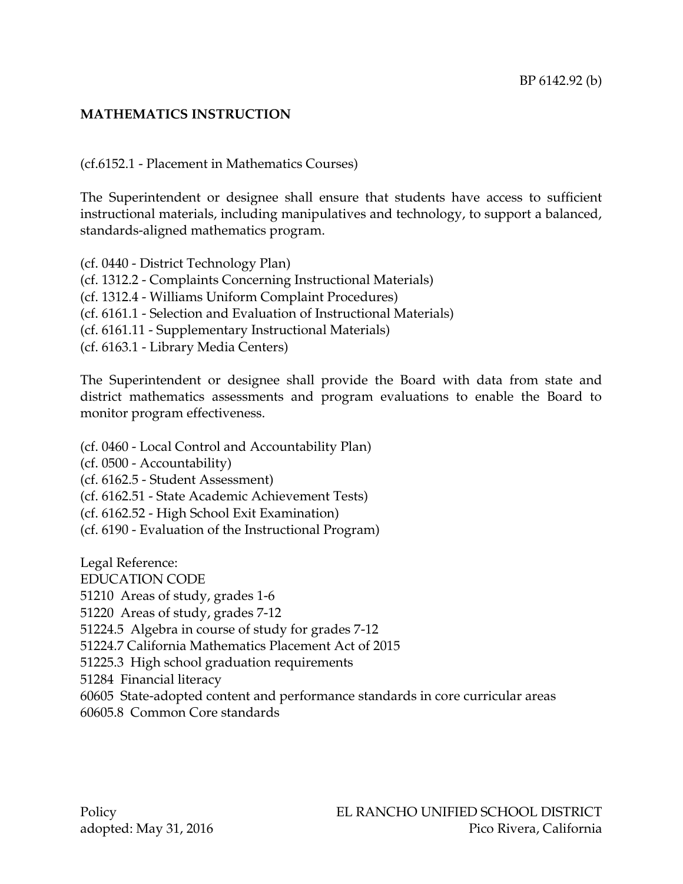**MATHEMATICS INSTRUCTION**

(cf.6152.1 - Placement in Mathematics Courses)

The Superintendent or designee shall ensure that students have access to sufficient instructional materials, including manipulatives and technology, to support a balanced, standards-aligned mathematics program.

(cf. 0440 - District Technology Plan)
(cf. 1312.2 - Complaints Concerning Instructional Materials)
(cf. 1312.4 - Williams Uniform Complaint Procedures)
(cf. 6161.1 - Selection and Evaluation of Instructional Materials)
(cf. 6161.11 - Supplementary Instructional Materials)
(cf. 6163.1 - Library Media Centers)

The Superintendent or designee shall provide the Board with data from state and district mathematics assessments and program evaluations to enable the Board to monitor program effectiveness.

(cf. 0460 - Local Control and Accountability Plan)
(cf. 0500 - Accountability)
(cf. 6162.5 - Student Assessment)
(cf. 6162.51 - State Academic Achievement Tests)
(cf. 6162.52 - High School Exit Examination)
(cf. 6190 - Evaluation of the Instructional Program)

Legal Reference:
EDUCATION CODE
51210 Areas of study, grades 1-6
51220 Areas of study, grades 7-12
51224.5 Algebra in course of study for grades 7-12
51224.7 California Mathematics Placement Act of 2015
51225.3 High school graduation requirements
51284 Financial literacy
60605 State-adopted content and performance standards in core curricular areas
60605.8 Common Core standards

Policy
adopted: May 31, 2016

EL RANCHO UNIFIED SCHOOL DISTRICT
Pico Rivera, California